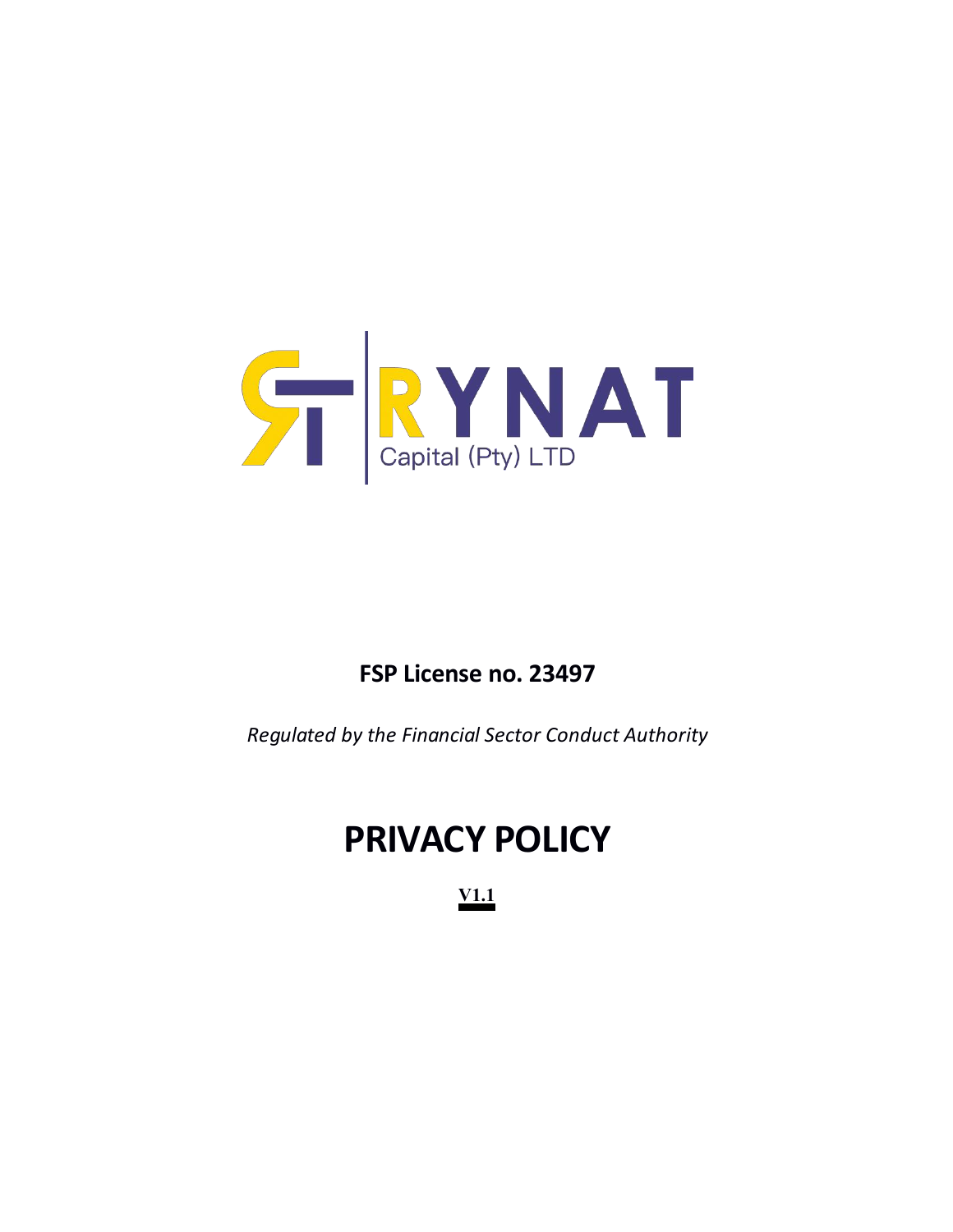RYNAT

Capital (Pty) LTD

**FSP License no. 23497**

*Regulated by the Financial Sector Conduct Authority*

# PRIVACY POLICY

**V1.1**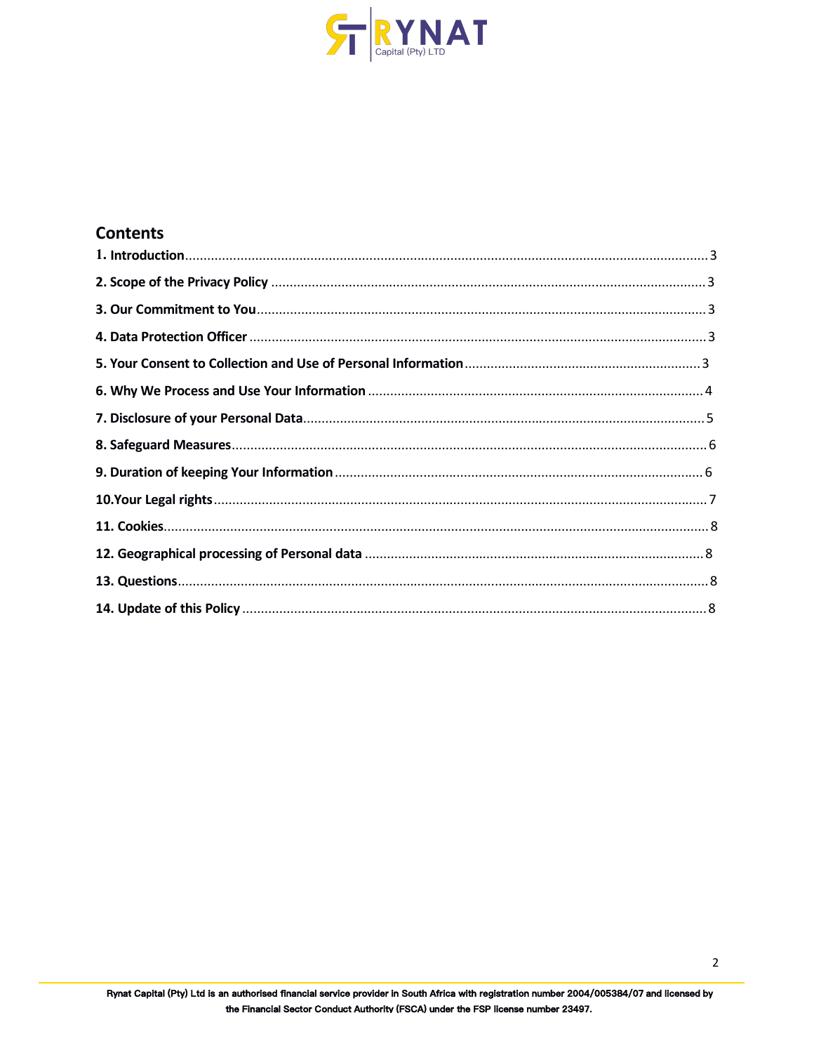## Contents

**1. Introduction** ........................................ 3

**2. Scope of the Privacy Policy** ........................................ 3

**3. Our Commitment to You** ........................................ 3

**4. Data Protection Officer** ........................................ 3

**5. Your Consent to Collection and Use of Personal Information** ........................................ 3

**6. Why We Process and Use Your Information** ........................................ 4

**7. Disclosure of your Personal Data** ........................................ 5

**8. Safeguard Measures** ........................................ 6

**9. Duration of keeping Your Information** ........................................ 6

**10.Your Legal rights** ........................................ 7

**11. Cookies** ........................................ 8

**12. Geographical processing of Personal data** ........................................ 8

**13. Questions** ........................................ 8

**14. Update of this Policy** ........................................ 8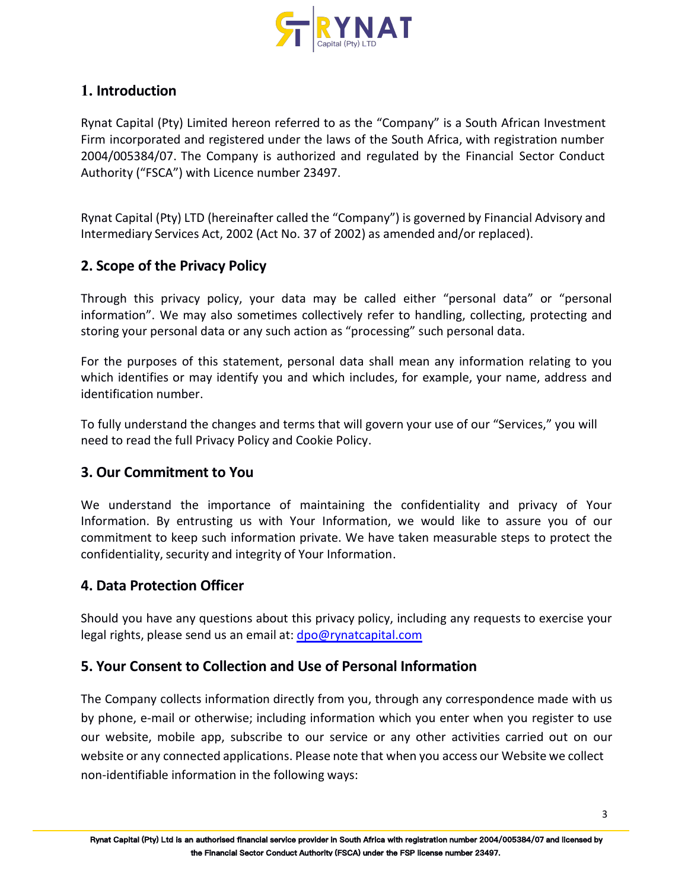## 1. Introduction

Rynat Capital (Pty) Limited hereon referred to as the "Company" is a South African Investment Firm incorporated and registered under the laws of the South Africa, with registration number 2004/005384/07. The Company is authorized and regulated by the Financial Sector Conduct Authority ("FSCA") with Licence number 23497.

Rynat Capital (Pty) LTD (hereinafter called the "Company") is governed by Financial Advisory and Intermediary Services Act, 2002 (Act No. 37 of 2002) as amended and/or replaced).

## 2. Scope of the Privacy Policy

Through this privacy policy, your data may be called either "personal data" or "personal information". We may also sometimes collectively refer to handling, collecting, protecting and storing your personal data or any such action as "processing" such personal data.

For the purposes of this statement, personal data shall mean any information relating to you which identifies or may identify you and which includes, for example, your name, address and identification number.

To fully understand the changes and terms that will govern your use of our "Services," you will need to read the full Privacy Policy and Cookie Policy.

## 3. Our Commitment to You

We understand the importance of maintaining the confidentiality and privacy of Your Information. By entrusting us with Your Information, we would like to assure you of our commitment to keep such information private. We have taken measurable steps to protect the confidentiality, security and integrity of Your Information.

## 4. Data Protection Officer

Should you have any questions about this privacy policy, including any requests to exercise your legal rights, please send us an email at: dpo@rynatcapital.com

## 5. Your Consent to Collection and Use of Personal Information

The Company collects information directly from you, through any correspondence made with us by phone, e-mail or otherwise; including information which you enter when you register to use our website, mobile app, subscribe to our service or any other activities carried out on our website or any connected applications. Please note that when you access our Website we collect non-identifiable information in the following ways: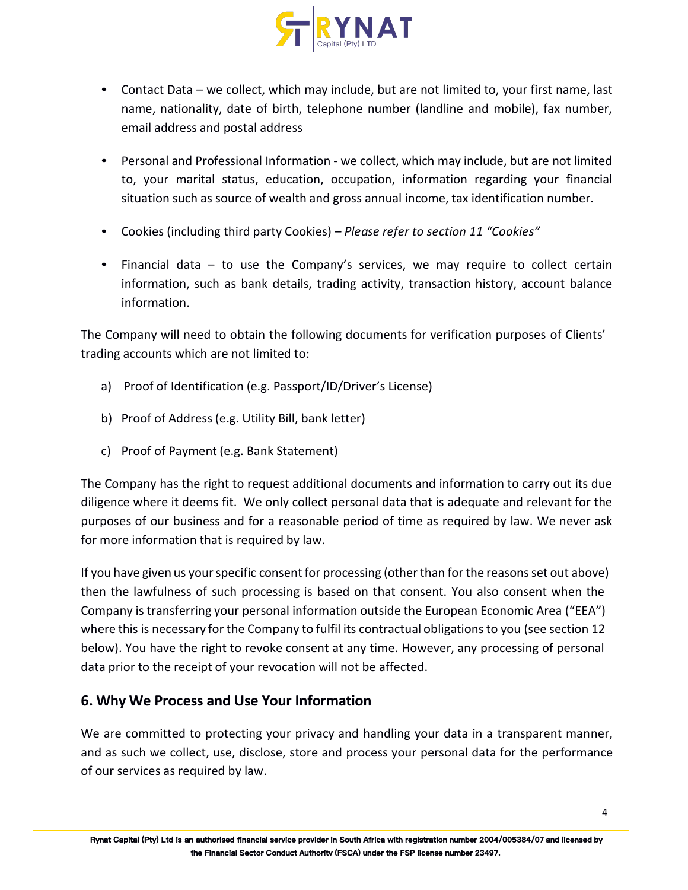- Contact Data – we collect, which may include, but are not limited to, your first name, last name, nationality, date of birth, telephone number (landline and mobile), fax number, email address and postal address

- Personal and Professional Information - we collect, which may include, but are not limited to, your marital status, education, occupation, information regarding your financial situation such as source of wealth and gross annual income, tax identification number.

- Cookies (including third party Cookies) – *Please refer to section 11 "Cookies"*

- Financial data – to use the Company's services, we may require to collect certain information, such as bank details, trading activity, transaction history, account balance information.

The Company will need to obtain the following documents for verification purposes of Clients' trading accounts which are not limited to:

a) Proof of Identification (e.g. Passport/ID/Driver's License)

b) Proof of Address (e.g. Utility Bill, bank letter)

c) Proof of Payment (e.g. Bank Statement)

The Company has the right to request additional documents and information to carry out its due diligence where it deems fit. We only collect personal data that is adequate and relevant for the purposes of our business and for a reasonable period of time as required by law. We never ask for more information that is required by law.

If you have given us your specific consent for processing (other than for the reasons set out above) then the lawfulness of such processing is based on that consent. You also consent when the Company is transferring your personal information outside the European Economic Area ("EEA") where this is necessary for the Company to fulfil its contractual obligations to you (see section 12 below). You have the right to revoke consent at any time. However, any processing of personal data prior to the receipt of your revocation will not be affected.

## 6. Why We Process and Use Your Information

We are committed to protecting your privacy and handling your data in a transparent manner, and as such we collect, use, disclose, store and process your personal data for the performance of our services as required by law.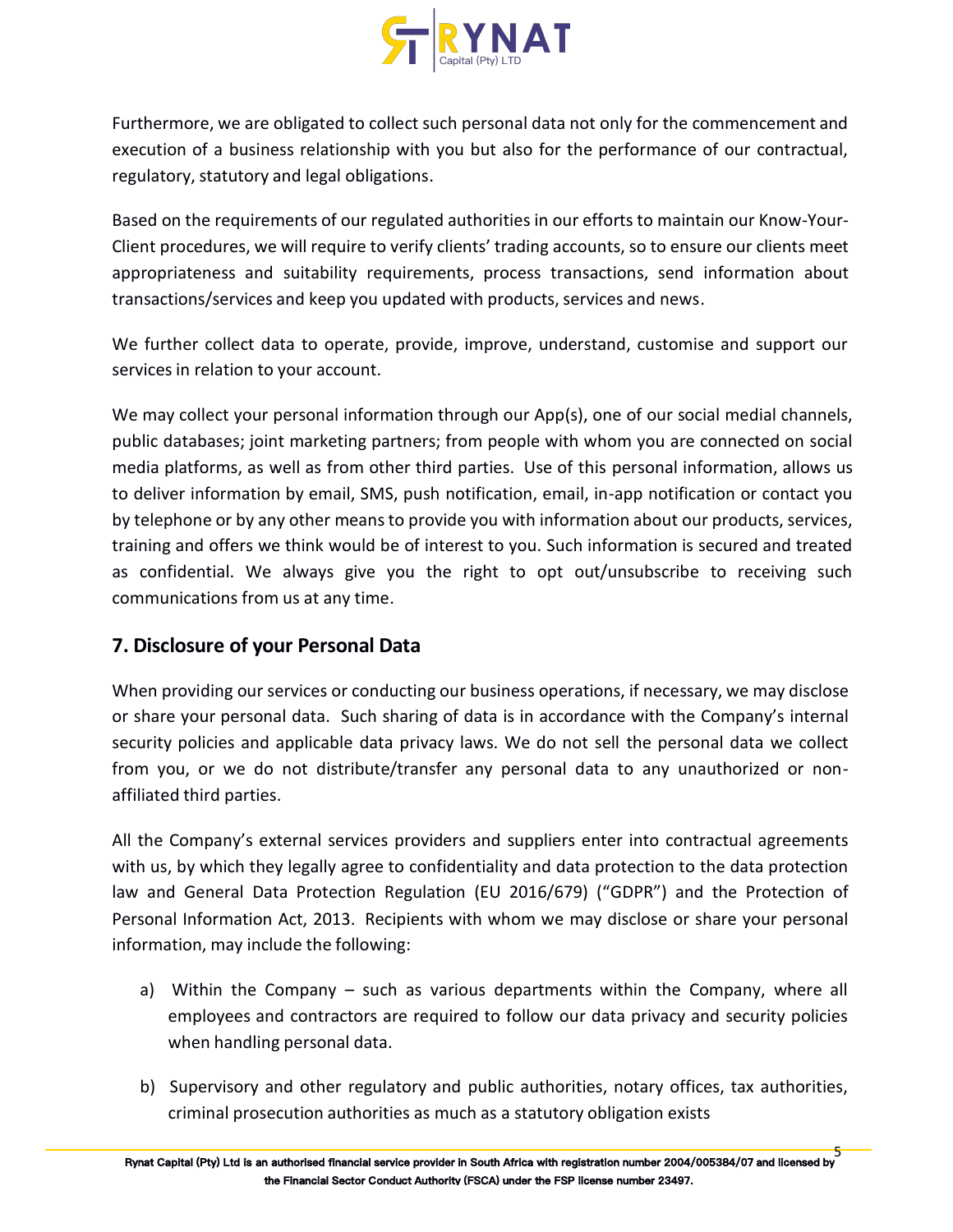Furthermore, we are obligated to collect such personal data not only for the commencement and execution of a business relationship with you but also for the performance of our contractual, regulatory, statutory and legal obligations.

Based on the requirements of our regulated authorities in our efforts to maintain our Know-Your-Client procedures, we will require to verify clients' trading accounts, so to ensure our clients meet appropriateness and suitability requirements, process transactions, send information about transactions/services and keep you updated with products, services and news.

We further collect data to operate, provide, improve, understand, customise and support our services in relation to your account.

We may collect your personal information through our App(s), one of our social medial channels, public databases; joint marketing partners; from people with whom you are connected on social media platforms, as well as from other third parties. Use of this personal information, allows us to deliver information by email, SMS, push notification, email, in-app notification or contact you by telephone or by any other means to provide you with information about our products, services, training and offers we think would be of interest to you. Such information is secured and treated as confidential. We always give you the right to opt out/unsubscribe to receiving such communications from us at any time.

## 7. Disclosure of your Personal Data

When providing our services or conducting our business operations, if necessary, we may disclose or share your personal data. Such sharing of data is in accordance with the Company's internal security policies and applicable data privacy laws. We do not sell the personal data we collect from you, or we do not distribute/transfer any personal data to any unauthorized or non-affiliated third parties.

All the Company's external services providers and suppliers enter into contractual agreements with us, by which they legally agree to confidentiality and data protection to the data protection law and General Data Protection Regulation (EU 2016/679) ("GDPR") and the Protection of Personal Information Act, 2013. Recipients with whom we may disclose or share your personal information, may include the following:

a) Within the Company – such as various departments within the Company, where all employees and contractors are required to follow our data privacy and security policies when handling personal data.

b) Supervisory and other regulatory and public authorities, notary offices, tax authorities, criminal prosecution authorities as much as a statutory obligation exists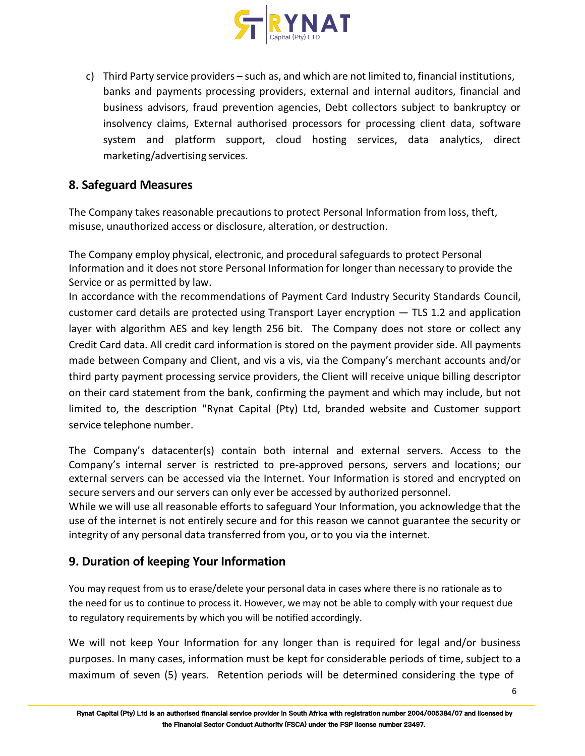c) Third Party service providers – such as, and which are not limited to, financial institutions, banks and payments processing providers, external and internal auditors, financial and business advisors, fraud prevention agencies, Debt collectors subject to bankruptcy or insolvency claims, External authorised processors for processing client data, software system and platform support, cloud hosting services, data analytics, direct marketing/advertising services.

## 8. Safeguard Measures

The Company takes reasonable precautions to protect Personal Information from loss, theft, misuse, unauthorized access or disclosure, alteration, or destruction.

The Company employ physical, electronic, and procedural safeguards to protect Personal Information and it does not store Personal Information for longer than necessary to provide the Service or as permitted by law.
In accordance with the recommendations of Payment Card Industry Security Standards Council, customer card details are protected using Transport Layer encryption — TLS 1.2 and application layer with algorithm AES and key length 256 bit. The Company does not store or collect any Credit Card data. All credit card information is stored on the payment provider side. All payments made between Company and Client, and vis a vis, via the Company's merchant accounts and/or third party payment processing service providers, the Client will receive unique billing descriptor on their card statement from the bank, confirming the payment and which may include, but not limited to, the description "Rynat Capital (Pty) Ltd, branded website and Customer support service telephone number.

The Company's datacenter(s) contain both internal and external servers. Access to the Company's internal server is restricted to pre-approved persons, servers and locations; our external servers can be accessed via the Internet. Your Information is stored and encrypted on secure servers and our servers can only ever be accessed by authorized personnel.
While we will use all reasonable efforts to safeguard Your Information, you acknowledge that the use of the internet is not entirely secure and for this reason we cannot guarantee the security or integrity of any personal data transferred from you, or to you via the internet.

## 9. Duration of keeping Your Information

You may request from us to erase/delete your personal data in cases where there is no rationale as to the need for us to continue to process it. However, we may not be able to comply with your request due to regulatory requirements by which you will be notified accordingly.

We will not keep Your Information for any longer than is required for legal and/or business purposes. In many cases, information must be kept for considerable periods of time, subject to a maximum of seven (5) years. Retention periods will be determined considering the type of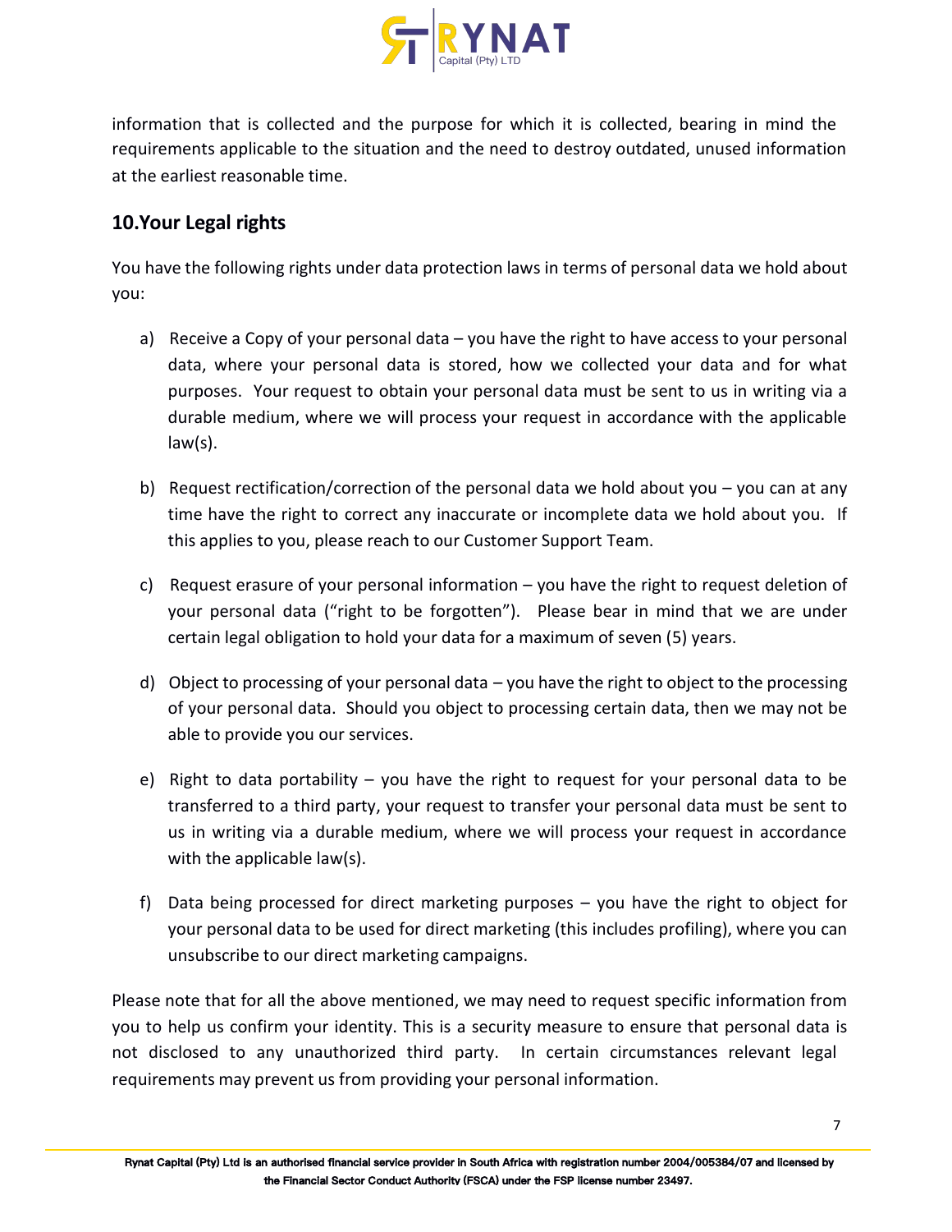information that is collected and the purpose for which it is collected, bearing in mind the requirements applicable to the situation and the need to destroy outdated, unused information at the earliest reasonable time.

## 10.Your Legal rights

You have the following rights under data protection laws in terms of personal data we hold about you:

a) Receive a Copy of your personal data – you have the right to have access to your personal data, where your personal data is stored, how we collected your data and for what purposes. Your request to obtain your personal data must be sent to us in writing via a durable medium, where we will process your request in accordance with the applicable law(s).

b) Request rectification/correction of the personal data we hold about you – you can at any time have the right to correct any inaccurate or incomplete data we hold about you. If this applies to you, please reach to our Customer Support Team.

c) Request erasure of your personal information – you have the right to request deletion of your personal data ("right to be forgotten"). Please bear in mind that we are under certain legal obligation to hold your data for a maximum of seven (5) years.

d) Object to processing of your personal data – you have the right to object to the processing of your personal data. Should you object to processing certain data, then we may not be able to provide you our services.

e) Right to data portability – you have the right to request for your personal data to be transferred to a third party, your request to transfer your personal data must be sent to us in writing via a durable medium, where we will process your request in accordance with the applicable law(s).

f) Data being processed for direct marketing purposes – you have the right to object for your personal data to be used for direct marketing (this includes profiling), where you can unsubscribe to our direct marketing campaigns.

Please note that for all the above mentioned, we may need to request specific information from you to help us confirm your identity. This is a security measure to ensure that personal data is not disclosed to any unauthorized third party. In certain circumstances relevant legal requirements may prevent us from providing your personal information.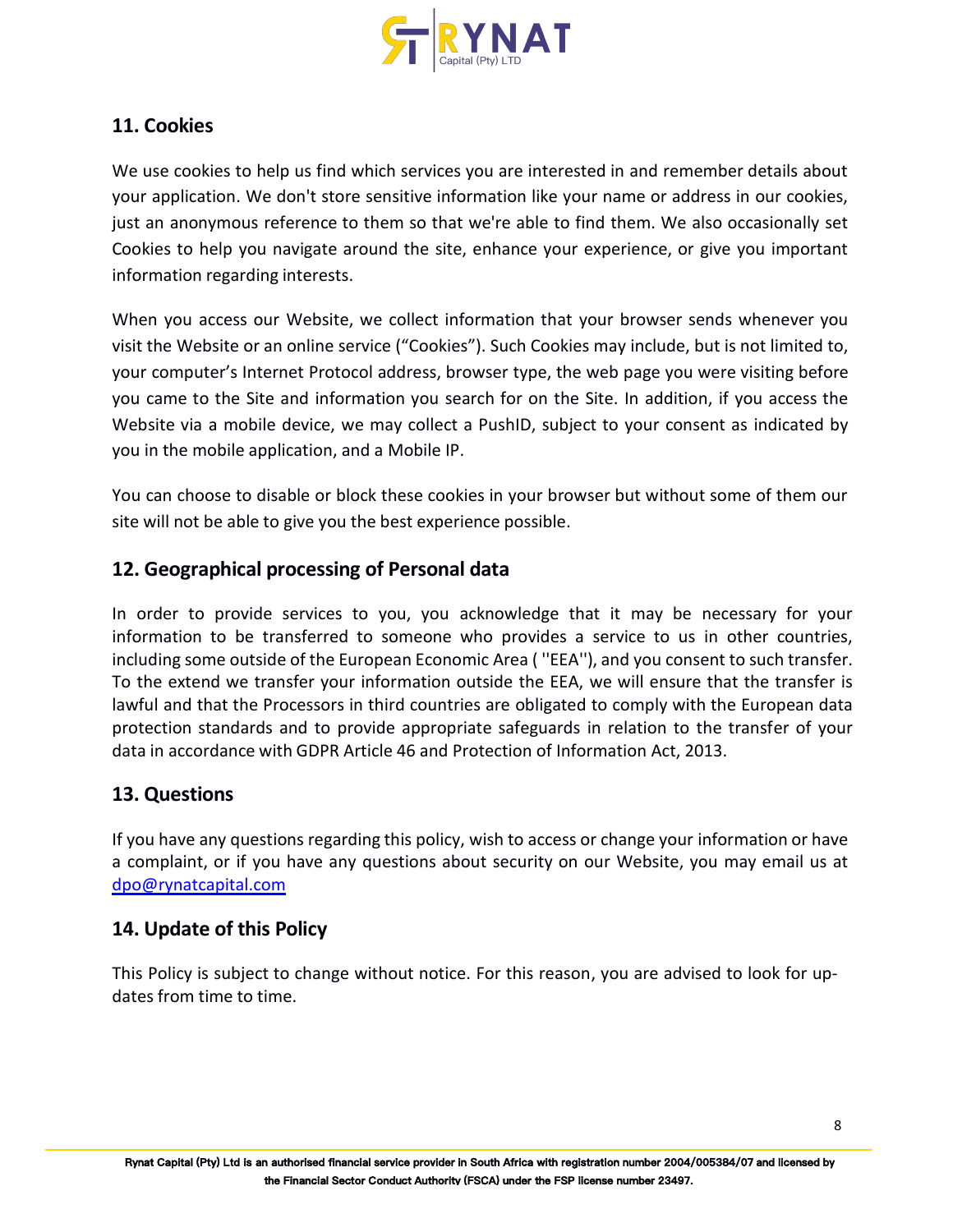## 11. Cookies

We use cookies to help us find which services you are interested in and remember details about your application. We don't store sensitive information like your name or address in our cookies, just an anonymous reference to them so that we're able to find them. We also occasionally set Cookies to help you navigate around the site, enhance your experience, or give you important information regarding interests.

When you access our Website, we collect information that your browser sends whenever you visit the Website or an online service ("Cookies"). Such Cookies may include, but is not limited to, your computer's Internet Protocol address, browser type, the web page you were visiting before you came to the Site and information you search for on the Site. In addition, if you access the Website via a mobile device, we may collect a PushID, subject to your consent as indicated by you in the mobile application, and a Mobile IP.

You can choose to disable or block these cookies in your browser but without some of them our site will not be able to give you the best experience possible.

## 12. Geographical processing of Personal data

In order to provide services to you, you acknowledge that it may be necessary for your information to be transferred to someone who provides a service to us in other countries, including some outside of the European Economic Area ( ''EEA''), and you consent to such transfer. To the extend we transfer your information outside the EEA, we will ensure that the transfer is lawful and that the Processors in third countries are obligated to comply with the European data protection standards and to provide appropriate safeguards in relation to the transfer of your data in accordance with GDPR Article 46 and Protection of Information Act, 2013.

## 13. Questions

If you have any questions regarding this policy, wish to access or change your information or have a complaint, or if you have any questions about security on our Website, you may email us at dpo@rynatcapital.com

## 14. Update of this Policy

This Policy is subject to change without notice. For this reason, you are advised to look for up-dates from time to time.